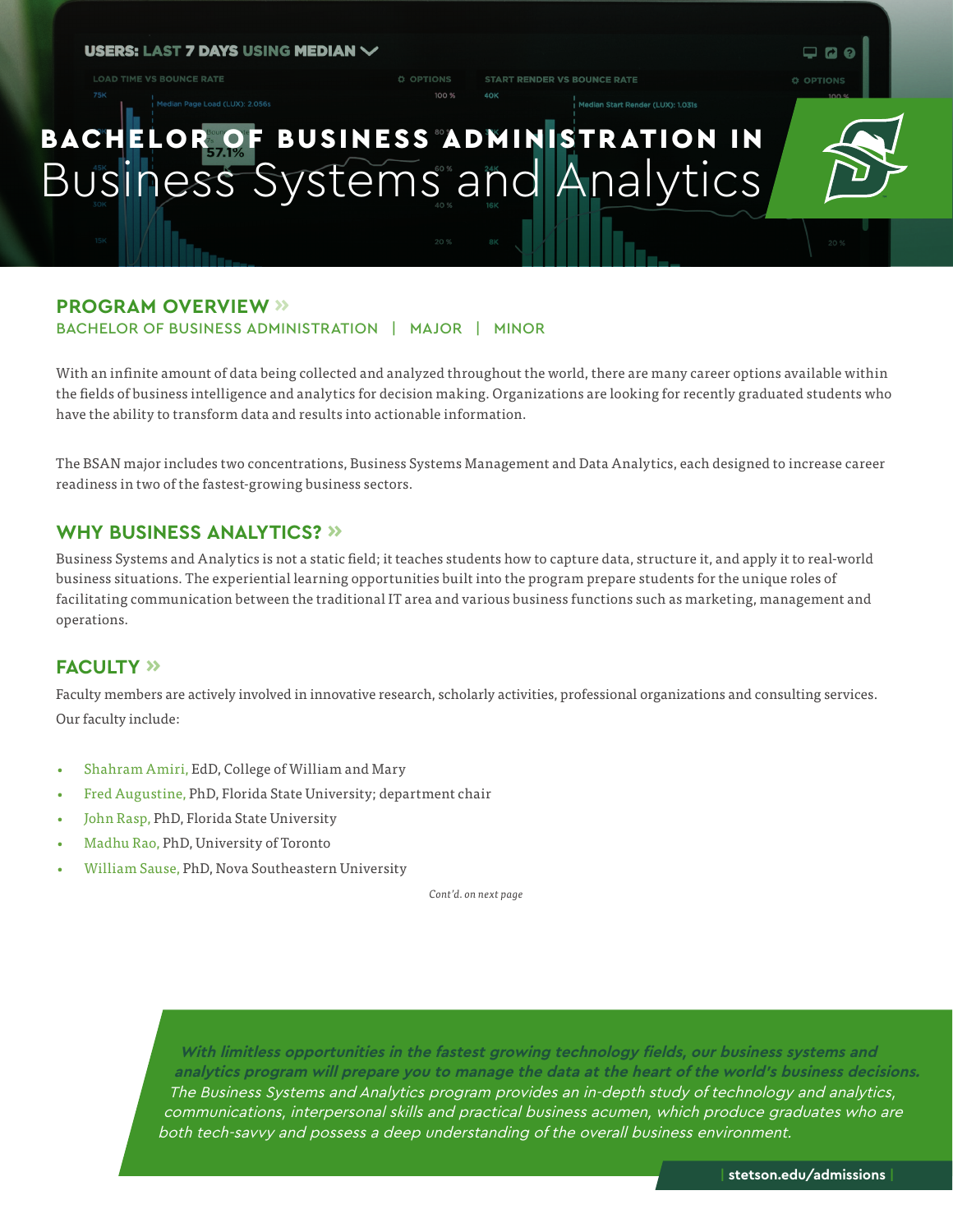# BACHELOR OF BUSINESS ADMINISTRATION IN Business Systems and Analytics

## PROGRAM OVERVIEW »

BACHELOR OF BUSINESS ADMINISTRATION | MAJOR | MINOR

With an infinite amount of data being collected and analyzed throughout the world, there are many career options available within the fields of business intelligence and analytics for decision making. Organizations are looking for recently graduated students who have the ability to transform data and results into actionable information.

The BSAN major includes two concentrations, Business Systems Management and Data Analytics, each designed to increase career readiness in two of the fastest-growing business sectors.

## WHY BUSINESS ANALYTICS? »

Business Systems and Analytics is not a static field; it teaches students how to capture data, structure it, and apply it to real-world business situations. The experiential learning opportunities built into the program prepare students for the unique roles of facilitating communication between the traditional IT area and various business functions such as marketing, management and operations.

## FACULTY »

Faculty members are actively involved in innovative research, scholarly activities, professional organizations and consulting services. Our faculty include:

- Shahram Amiri, EdD, College of William and Mary
- Fred Augustine, PhD, Florida State University; department chair
- John Rasp, PhD, Florida State University
- Madhu Rao, PhD, University of Toronto
- William Sause, PhD, Nova Southeastern University

*Cont'd. on next page*

***With limitless opportunities in the fastest growing technology fields, our business systems and analytics program will prepare you to manage the data at the heart of the world's business decisions.*** *The Business Systems and Analytics program provides an in-depth study of technology and analytics, communications, interpersonal skills and practical business acumen, which produce graduates who are both tech-savvy and possess a deep understanding of the overall business environment.*

stetson.edu/admissions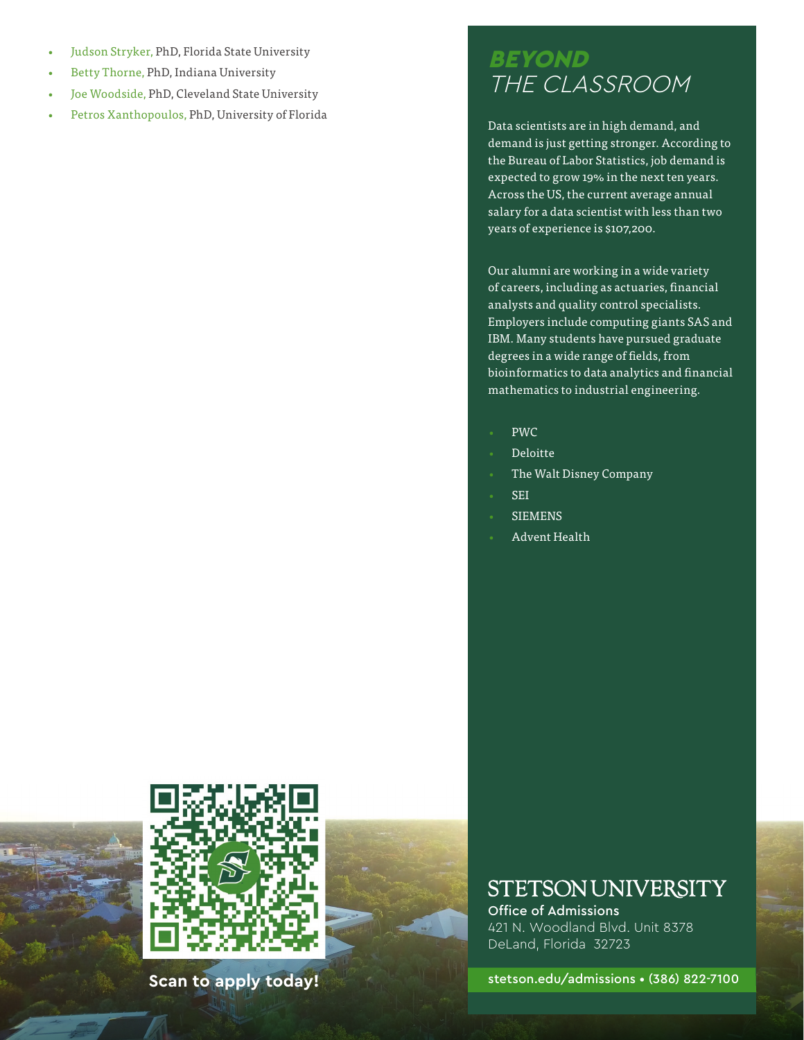- Judson Stryker, PhD, Florida State University
- Betty Thorne, PhD, Indiana University
- Joe Woodside, PhD, Cleveland State University
- Petros Xanthopoulos, PhD, University of Florida

## BEYOND THE CLASSROOM

Data scientists are in high demand, and demand is just getting stronger. According to the Bureau of Labor Statistics, job demand is expected to grow 19% in the next ten years. Across the US, the current average annual salary for a data scientist with less than two years of experience is $107,200.

Our alumni are working in a wide variety of careers, including as actuaries, financial analysts and quality control specialists. Employers include computing giants SAS and IBM. Many students have pursued graduate degrees in a wide range of fields, from bioinformatics to data analytics and financial mathematics to industrial engineering.

- PWC
- Deloitte
- The Walt Disney Company
- SEI
- SIEMENS
- Advent Health

**Scan to apply today!**

STETSON UNIVERSITY

**Office of Admissions**
421 N. Woodland Blvd. Unit 8378
DeLand, Florida 32723

**stetson.edu/admissions • (386) 822-7100**